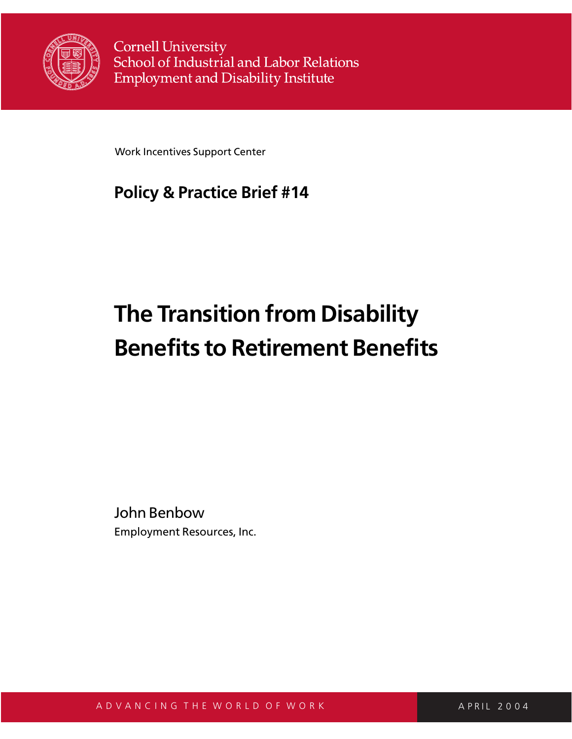Cornell University
School of Industrial and Labor Relations
Employment and Disability Institute

Work Incentives Support Center

**Policy & Practice Brief #14**

# The Transition from Disability Benefits to Retirement Benefits

John Benbow
Employment Resources, Inc.

ADVANCING THE WORLD OF WORK

APRIL 2004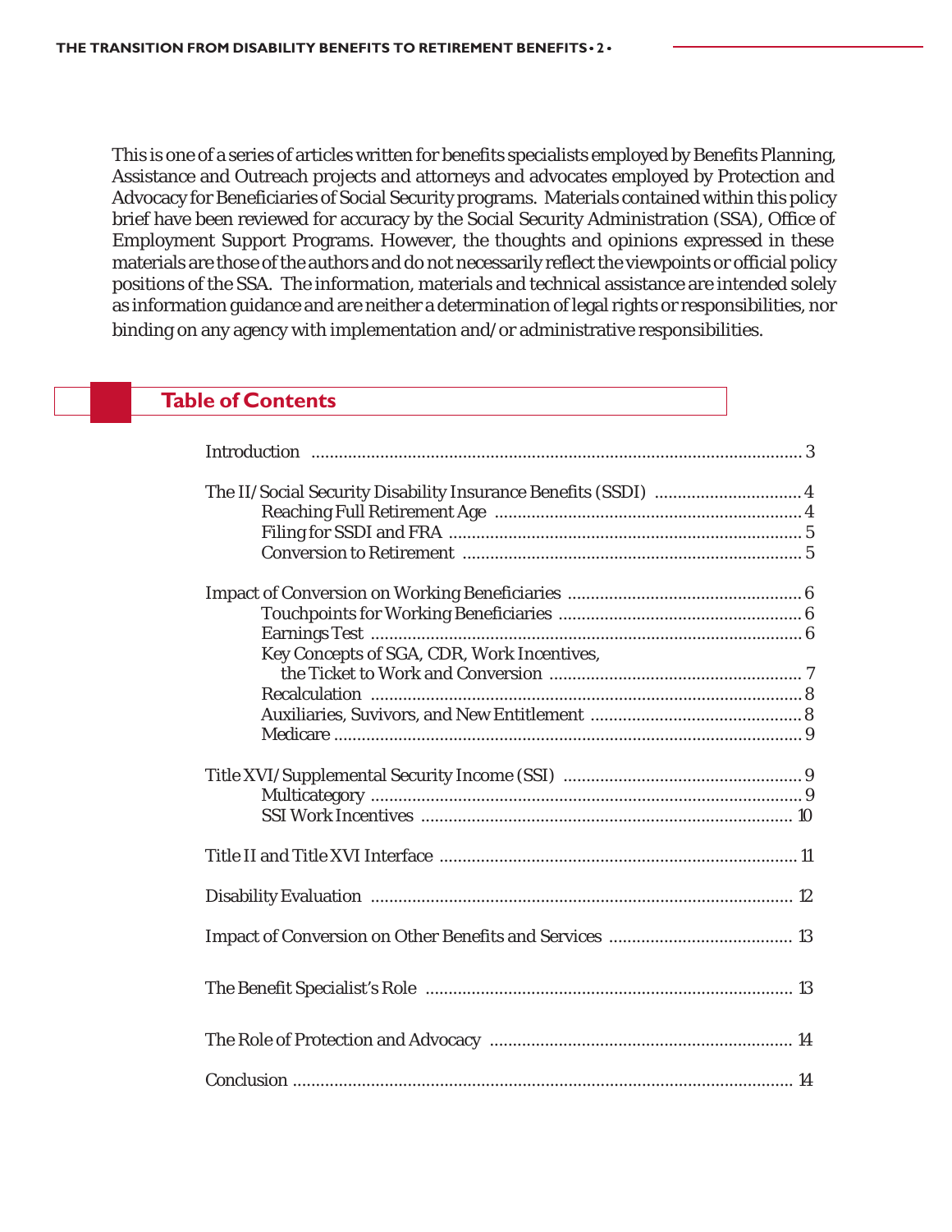This is one of a series of articles written for benefits specialists employed by Benefits Planning, Assistance and Outreach projects and attorneys and advocates employed by Protection and Advocacy for Beneficiaries of Social Security programs. Materials contained within this policy brief have been reviewed for accuracy by the Social Security Administration (SSA), Office of Employment Support Programs. However, the thoughts and opinions expressed in these materials are those of the authors and do not necessarily reflect the viewpoints or official policy positions of the SSA. The information, materials and technical assistance are intended solely as information guidance and are neither a determination of legal rights or responsibilities, nor binding on any agency with implementation and/or administrative responsibilities.

## Table of Contents

Introduction ........................................................................................................ 3

The II/Social Security Disability Insurance Benefits (SSDI) ................................ 4
- Reaching Full Retirement Age ................................................................... 4
- Filing for SSDI and FRA ............................................................................. 5
- Conversion to Retirement .......................................................................... 5

Impact of Conversion on Working Beneficiaries ................................................... 6
- Touchpoints for Working Beneficiaries ...................................................... 6
- Earnings Test ............................................................................................... 6
- Key Concepts of SGA, CDR, Work Incentives, the Ticket to Work and Conversion ....................................................... 7
- Recalculation .............................................................................................. 8
- Auxiliaries, Suvivors, and New Entitlement .............................................. 8
- Medicare ...................................................................................................... 9

Title XVI/Supplemental Security Income (SSI) .................................................... 9
- Multicategory .............................................................................................. 9
- SSI Work Incentives ................................................................................. 10

Title II and Title XVI Interface .............................................................................. 11

Disability Evaluation ............................................................................................ 12

Impact of Conversion on Other Benefits and Services ....................................... 13

The Benefit Specialist's Role ................................................................................. 13

The Role of Protection and Advocacy .................................................................. 14

Conclusion ............................................................................................................. 14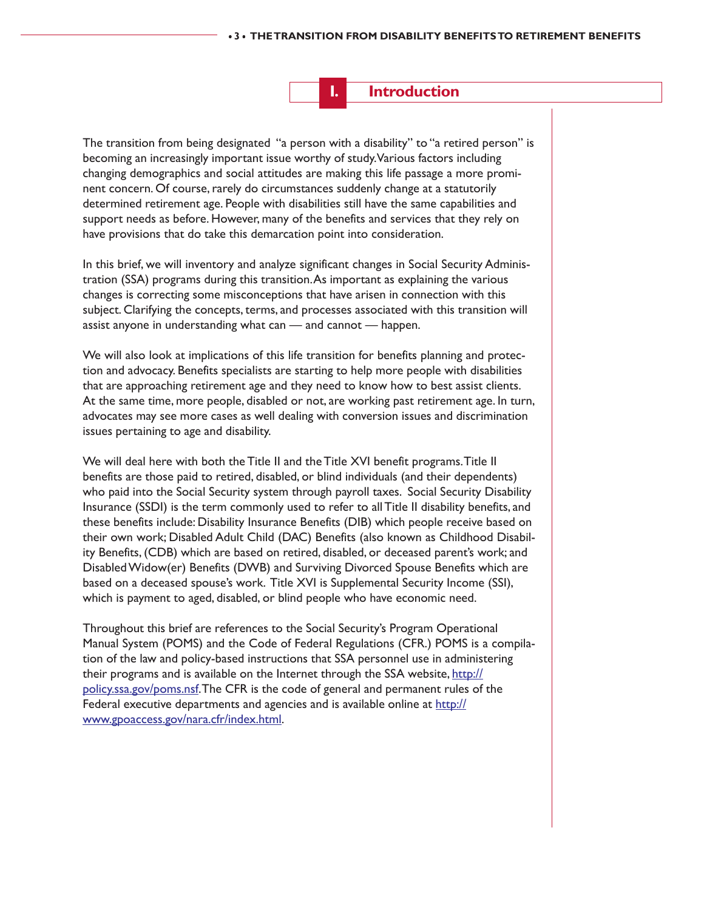# I. Introduction

The transition from being designated "a person with a disability" to "a retired person" is becoming an increasingly important issue worthy of study. Various factors including changing demographics and social attitudes are making this life passage a more prominent concern. Of course, rarely do circumstances suddenly change at a statutorily determined retirement age. People with disabilities still have the same capabilities and support needs as before. However, many of the benefits and services that they rely on have provisions that do take this demarcation point into consideration.

In this brief, we will inventory and analyze significant changes in Social Security Administration (SSA) programs during this transition. As important as explaining the various changes is correcting some misconceptions that have arisen in connection with this subject. Clarifying the concepts, terms, and processes associated with this transition will assist anyone in understanding what can — and cannot — happen.

We will also look at implications of this life transition for benefits planning and protection and advocacy. Benefits specialists are starting to help more people with disabilities that are approaching retirement age and they need to know how to best assist clients. At the same time, more people, disabled or not, are working past retirement age. In turn, advocates may see more cases as well dealing with conversion issues and discrimination issues pertaining to age and disability.

We will deal here with both the Title II and the Title XVI benefit programs. Title II benefits are those paid to retired, disabled, or blind individuals (and their dependents) who paid into the Social Security system through payroll taxes. Social Security Disability Insurance (SSDI) is the term commonly used to refer to all Title II disability benefits, and these benefits include: Disability Insurance Benefits (DIB) which people receive based on their own work; Disabled Adult Child (DAC) Benefits (also known as Childhood Disability Benefits, (CDB) which are based on retired, disabled, or deceased parent's work; and Disabled Widow(er) Benefits (DWB) and Surviving Divorced Spouse Benefits which are based on a deceased spouse's work. Title XVI is Supplemental Security Income (SSI), which is payment to aged, disabled, or blind people who have economic need.

Throughout this brief are references to the Social Security's Program Operational Manual System (POMS) and the Code of Federal Regulations (CFR.) POMS is a compilation of the law and policy-based instructions that SSA personnel use in administering their programs and is available on the Internet through the SSA website, [http://policy.ssa.gov/poms.nsf](http://policy.ssa.gov/poms.nsf). The CFR is the code of general and permanent rules of the Federal executive departments and agencies and is available online at [http://www.gpoaccess.gov/nara.cfr/index.html](http://www.gpoaccess.gov/nara.cfr/index.html).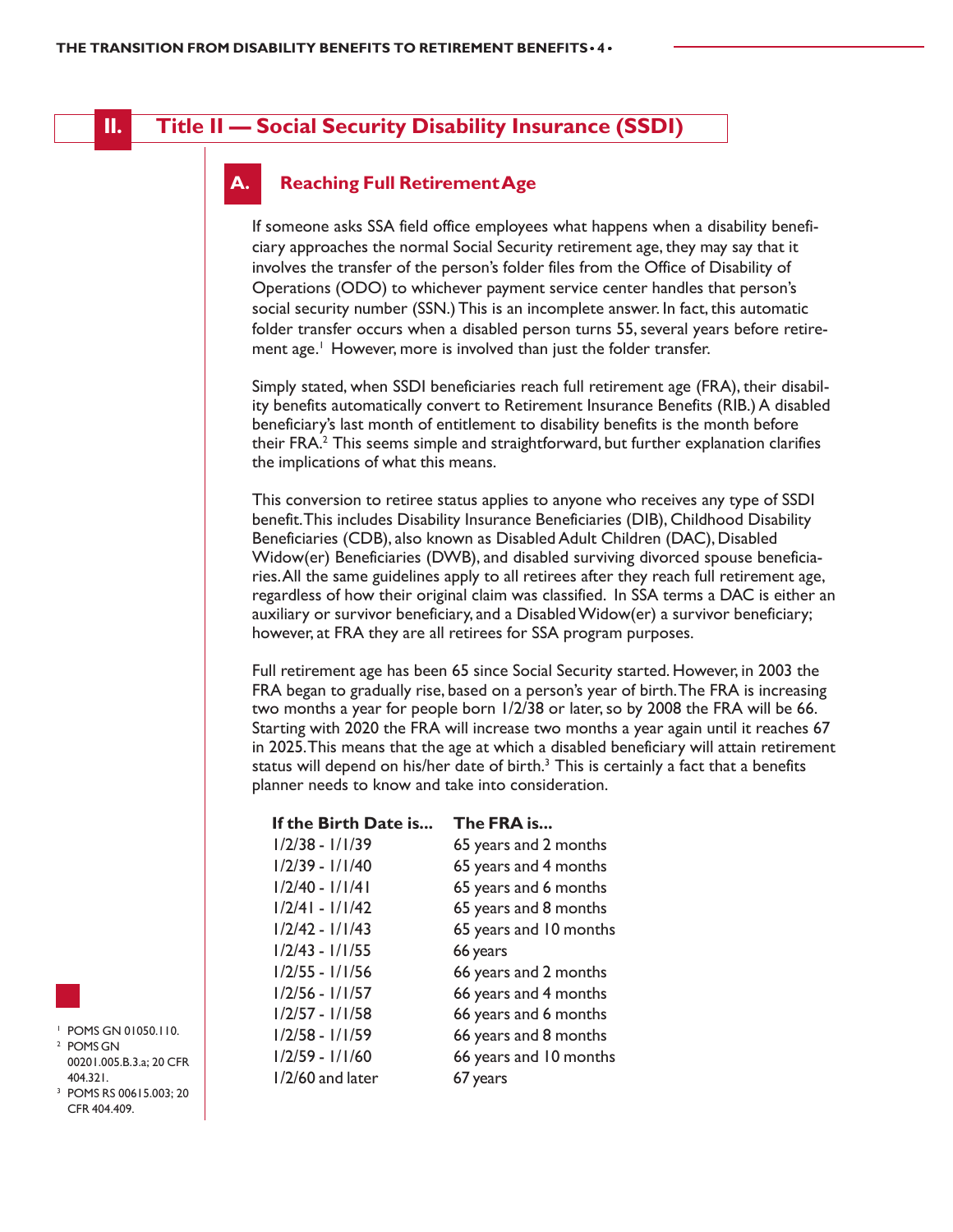## II. Title II — Social Security Disability Insurance (SSDI)

### A. Reaching Full Retirement Age

If someone asks SSA field office employees what happens when a disability beneficiary approaches the normal Social Security retirement age, they may say that it involves the transfer of the person's folder files from the Office of Disability of Operations (ODO) to whichever payment service center handles that person's social security number (SSN.) This is an incomplete answer. In fact, this automatic folder transfer occurs when a disabled person turns 55, several years before retirement age.[1] However, more is involved than just the folder transfer.

Simply stated, when SSDI beneficiaries reach full retirement age (FRA), their disability benefits automatically convert to Retirement Insurance Benefits (RIB.) A disabled beneficiary's last month of entitlement to disability benefits is the month before their FRA.[2] This seems simple and straightforward, but further explanation clarifies the implications of what this means.

This conversion to retiree status applies to anyone who receives any type of SSDI benefit. This includes Disability Insurance Beneficiaries (DIB), Childhood Disability Beneficiaries (CDB), also known as Disabled Adult Children (DAC), Disabled Widow(er) Beneficiaries (DWB), and disabled surviving divorced spouse beneficiaries. All the same guidelines apply to all retirees after they reach full retirement age, regardless of how their original claim was classified. In SSA terms a DAC is either an auxiliary or survivor beneficiary, and a Disabled Widow(er) a survivor beneficiary; however, at FRA they are all retirees for SSA program purposes.

Full retirement age has been 65 since Social Security started. However, in 2003 the FRA began to gradually rise, based on a person's year of birth. The FRA is increasing two months a year for people born 1/2/38 or later, so by 2008 the FRA will be 66. Starting with 2020 the FRA will increase two months a year again until it reaches 67 in 2025. This means that the age at which a disabled beneficiary will attain retirement status will depend on his/her date of birth.[3] This is certainly a fact that a benefits planner needs to know and take into consideration.

| If the Birth Date is... | The FRA is... |
|---|---|
| 1/2/38 - 1/1/39 | 65 years and 2 months |
| 1/2/39 - 1/1/40 | 65 years and 4 months |
| 1/2/40 - 1/1/41 | 65 years and 6 months |
| 1/2/41 - 1/1/42 | 65 years and 8 months |
| 1/2/42 - 1/1/43 | 65 years and 10 months |
| 1/2/43 - 1/1/55 | 66 years |
| 1/2/55 - 1/1/56 | 66 years and 2 months |
| 1/2/56 - 1/1/57 | 66 years and 4 months |
| 1/2/57 - 1/1/58 | 66 years and 6 months |
| 1/2/58 - 1/1/59 | 66 years and 8 months |
| 1/2/59 - 1/1/60 | 66 years and 10 months |
| 1/2/60 and later | 67 years |

[1] POMS GN 01050.110.
[2] POMS GN 00201.005.B.3.a; 20 CFR 404.321.
[3] POMS RS 00615.003; 20 CFR 404.409.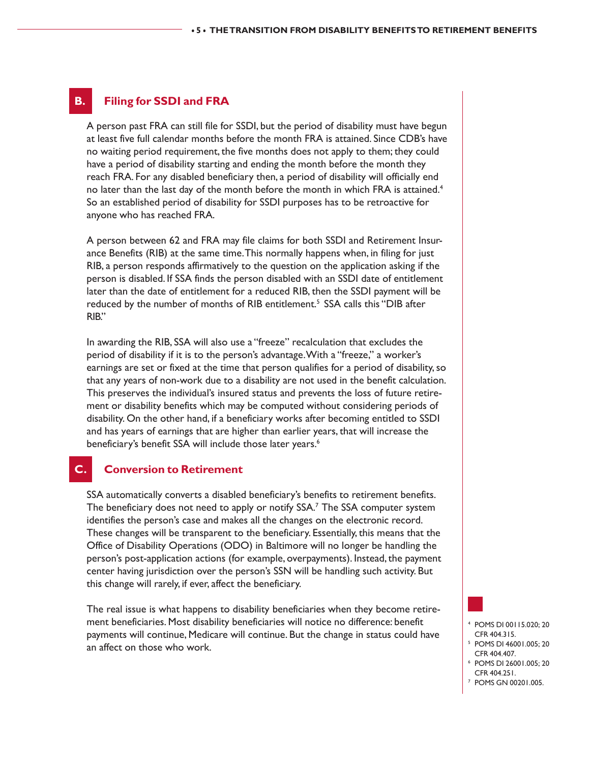## B. Filing for SSDI and FRA

A person past FRA can still file for SSDI, but the period of disability must have begun at least five full calendar months before the month FRA is attained. Since CDB's have no waiting period requirement, the five months does not apply to them; they could have a period of disability starting and ending the month before the month they reach FRA. For any disabled beneficiary then, a period of disability will officially end no later than the last day of the month before the month in which FRA is attained.[4] So an established period of disability for SSDI purposes has to be retroactive for anyone who has reached FRA.

A person between 62 and FRA may file claims for both SSDI and Retirement Insurance Benefits (RIB) at the same time. This normally happens when, in filing for just RIB, a person responds affirmatively to the question on the application asking if the person is disabled. If SSA finds the person disabled with an SSDI date of entitlement later than the date of entitlement for a reduced RIB, then the SSDI payment will be reduced by the number of months of RIB entitlement.[5] SSA calls this "DIB after RIB."

In awarding the RIB, SSA will also use a "freeze" recalculation that excludes the period of disability if it is to the person's advantage. With a "freeze," a worker's earnings are set or fixed at the time that person qualifies for a period of disability, so that any years of non-work due to a disability are not used in the benefit calculation. This preserves the individual's insured status and prevents the loss of future retirement or disability benefits which may be computed without considering periods of disability. On the other hand, if a beneficiary works after becoming entitled to SSDI and has years of earnings that are higher than earlier years, that will increase the beneficiary's benefit SSA will include those later years.[6]

## C. Conversion to Retirement

SSA automatically converts a disabled beneficiary's benefits to retirement benefits. The beneficiary does not need to apply or notify SSA.[7] The SSA computer system identifies the person's case and makes all the changes on the electronic record. These changes will be transparent to the beneficiary. Essentially, this means that the Office of Disability Operations (ODO) in Baltimore will no longer be handling the person's post-application actions (for example, overpayments). Instead, the payment center having jurisdiction over the person's SSN will be handling such activity. But this change will rarely, if ever, affect the beneficiary.

The real issue is what happens to disability beneficiaries when they become retirement beneficiaries. Most disability beneficiaries will notice no difference: benefit payments will continue, Medicare will continue. But the change in status could have an affect on those who work.

---

[4] POMS DI 00115.020; 20 CFR 404.315.

[5] POMS DI 46001.005; 20 CFR 404.407.

[6] POMS DI 26001.005; 20 CFR 404.251.

[7] POMS GN 00201.005.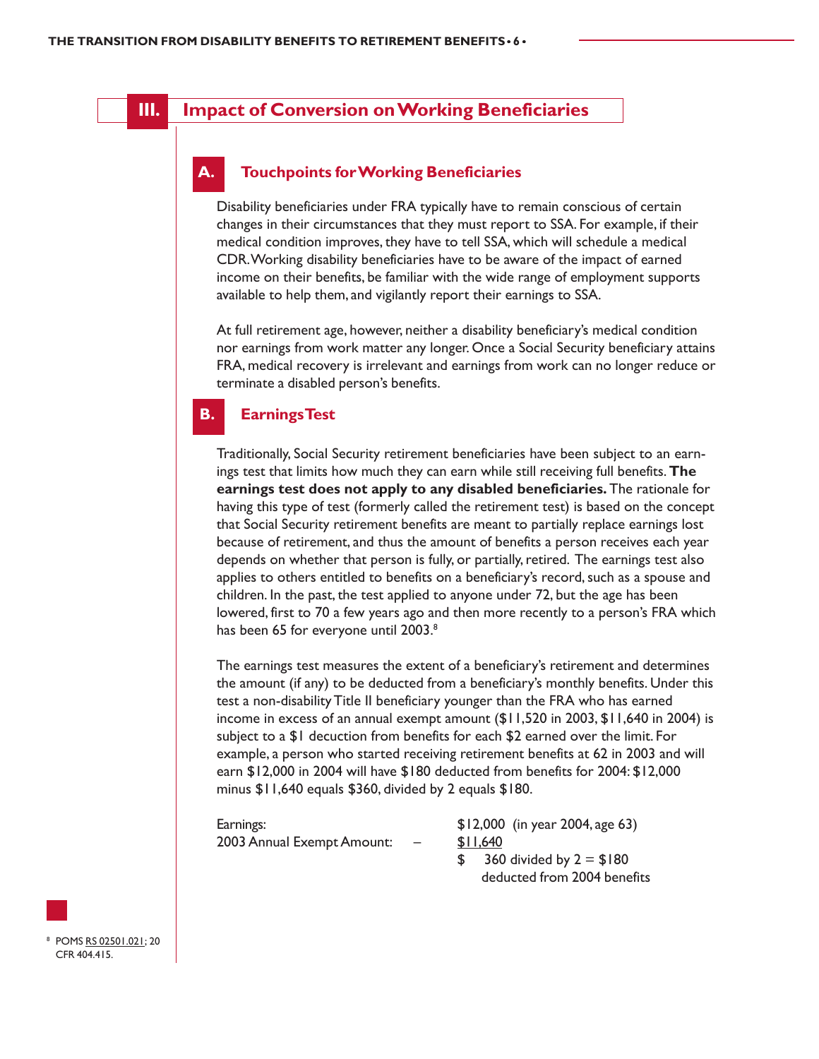## III. Impact of Conversion on Working Beneficiaries

### A. Touchpoints for Working Beneficiaries

Disability beneficiaries under FRA typically have to remain conscious of certain changes in their circumstances that they must report to SSA. For example, if their medical condition improves, they have to tell SSA, which will schedule a medical CDR. Working disability beneficiaries have to be aware of the impact of earned income on their benefits, be familiar with the wide range of employment supports available to help them, and vigilantly report their earnings to SSA.

At full retirement age, however, neither a disability beneficiary's medical condition nor earnings from work matter any longer. Once a Social Security beneficiary attains FRA, medical recovery is irrelevant and earnings from work can no longer reduce or terminate a disabled person's benefits.

### B. Earnings Test

Traditionally, Social Security retirement beneficiaries have been subject to an earnings test that limits how much they can earn while still receiving full benefits. **The earnings test does not apply to any disabled beneficiaries.** The rationale for having this type of test (formerly called the retirement test) is based on the concept that Social Security retirement benefits are meant to partially replace earnings lost because of retirement, and thus the amount of benefits a person receives each year depends on whether that person is fully, or partially, retired. The earnings test also applies to others entitled to benefits on a beneficiary's record, such as a spouse and children. In the past, the test applied to anyone under 72, but the age has been lowered, first to 70 a few years ago and then more recently to a person's FRA which has been 65 for everyone until 2003.[8]

The earnings test measures the extent of a beneficiary's retirement and determines the amount (if any) to be deducted from a beneficiary's monthly benefits. Under this test a non-disability Title II beneficiary younger than the FRA who has earned income in excess of an annual exempt amount ($11,520 in 2003, $11,640 in 2004) is subject to a $1 decuction from benefits for each $2 earned over the limit. For example, a person who started receiving retirement benefits at 62 in 2003 and will earn $12,000 in 2004 will have $180 deducted from benefits for 2004: $12,000 minus $11,640 equals $360, divided by 2 equals $180.

| | | |
|---|---|---|
| Earnings: | | $12,000 (in year 2004, age 63) |
| 2003 Annual Exempt Amount: | – | $11,640 |
| | | $ 360 divided by 2 = $180 deducted from 2004 benefits |

[8] POMS RS 02501.021; 20 CFR 404.415.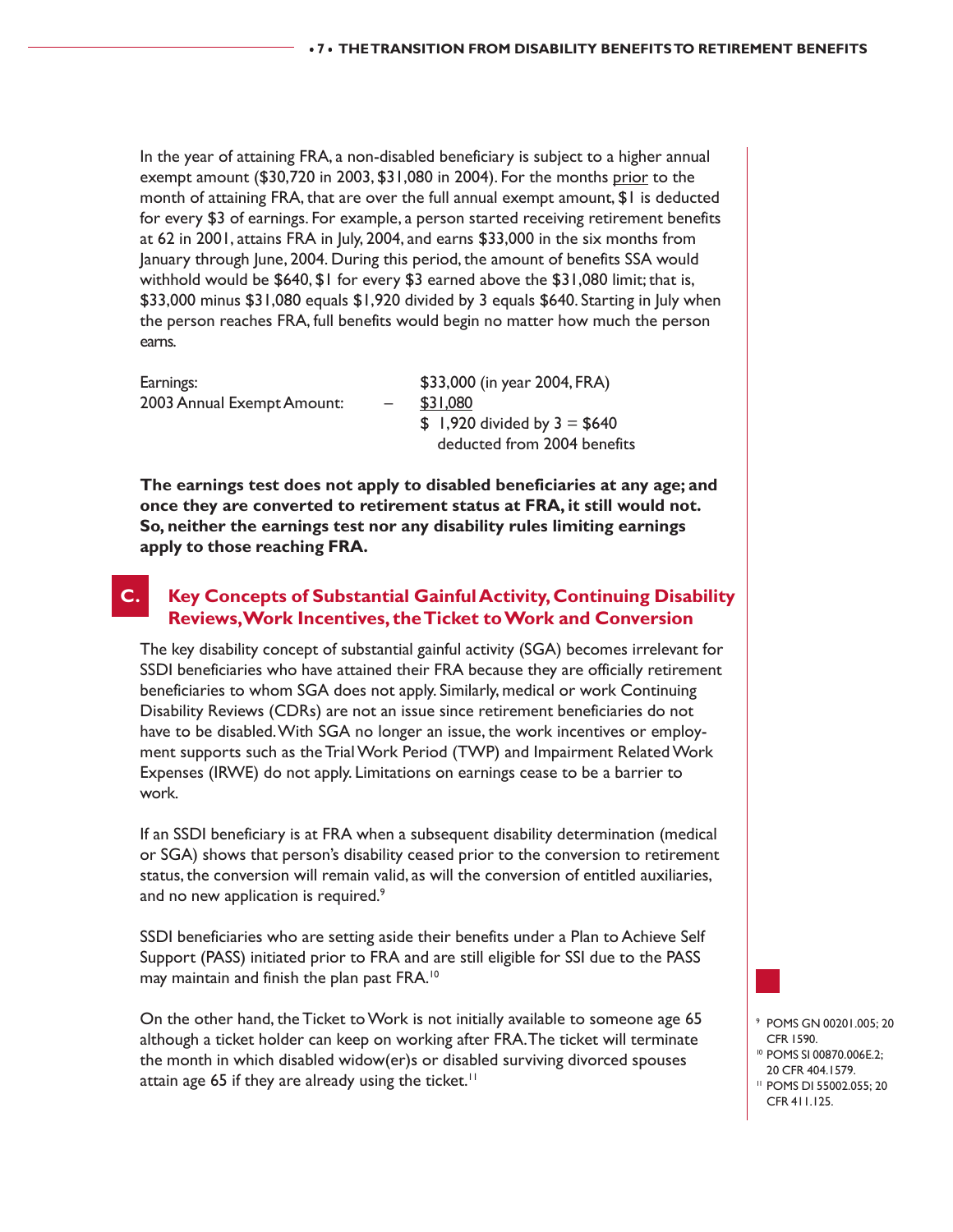In the year of attaining FRA, a non-disabled beneficiary is subject to a higher annual exempt amount ($30,720 in 2003, $31,080 in 2004). For the months prior to the month of attaining FRA, that are over the full annual exempt amount, $1 is deducted for every $3 of earnings. For example, a person started receiving retirement benefits at 62 in 2001, attains FRA in July, 2004, and earns $33,000 in the six months from January through June, 2004. During this period, the amount of benefits SSA would withhold would be $640, $1 for every $3 earned above the $31,080 limit; that is, $33,000 minus $31,080 equals $1,920 divided by 3 equals $640. Starting in July when the person reaches FRA, full benefits would begin no matter how much the person earns.

| | | |
|---|---|---|
| Earnings: | | $33,000 (in year 2004, FRA) |
| 2003 Annual Exempt Amount: | – | $31,080 |
| | | $ 1,920 divided by 3 = $640 deducted from 2004 benefits |

**The earnings test does not apply to disabled beneficiaries at any age; and once they are converted to retirement status at FRA, it still would not. So, neither the earnings test nor any disability rules limiting earnings apply to those reaching FRA.**

## C. Key Concepts of Substantial Gainful Activity, Continuing Disability Reviews, Work Incentives, the Ticket to Work and Conversion

The key disability concept of substantial gainful activity (SGA) becomes irrelevant for SSDI beneficiaries who have attained their FRA because they are officially retirement beneficiaries to whom SGA does not apply. Similarly, medical or work Continuing Disability Reviews (CDRs) are not an issue since retirement beneficiaries do not have to be disabled. With SGA no longer an issue, the work incentives or employment supports such as the Trial Work Period (TWP) and Impairment Related Work Expenses (IRWE) do not apply. Limitations on earnings cease to be a barrier to work.

If an SSDI beneficiary is at FRA when a subsequent disability determination (medical or SGA) shows that person's disability ceased prior to the conversion to retirement status, the conversion will remain valid, as will the conversion of entitled auxiliaries, and no new application is required.[9]

SSDI beneficiaries who are setting aside their benefits under a Plan to Achieve Self Support (PASS) initiated prior to FRA and are still eligible for SSI due to the PASS may maintain and finish the plan past FRA.[10]

On the other hand, the Ticket to Work is not initially available to someone age 65 although a ticket holder can keep on working after FRA. The ticket will terminate the month in which disabled widow(er)s or disabled surviving divorced spouses attain age 65 if they are already using the ticket.[11]

[9] POMS GN 00201.005; 20 CFR 1590.
[10] POMS SI 00870.006E.2; 20 CFR 404.1579.
[11] POMS DI 55002.055; 20 CFR 411.125.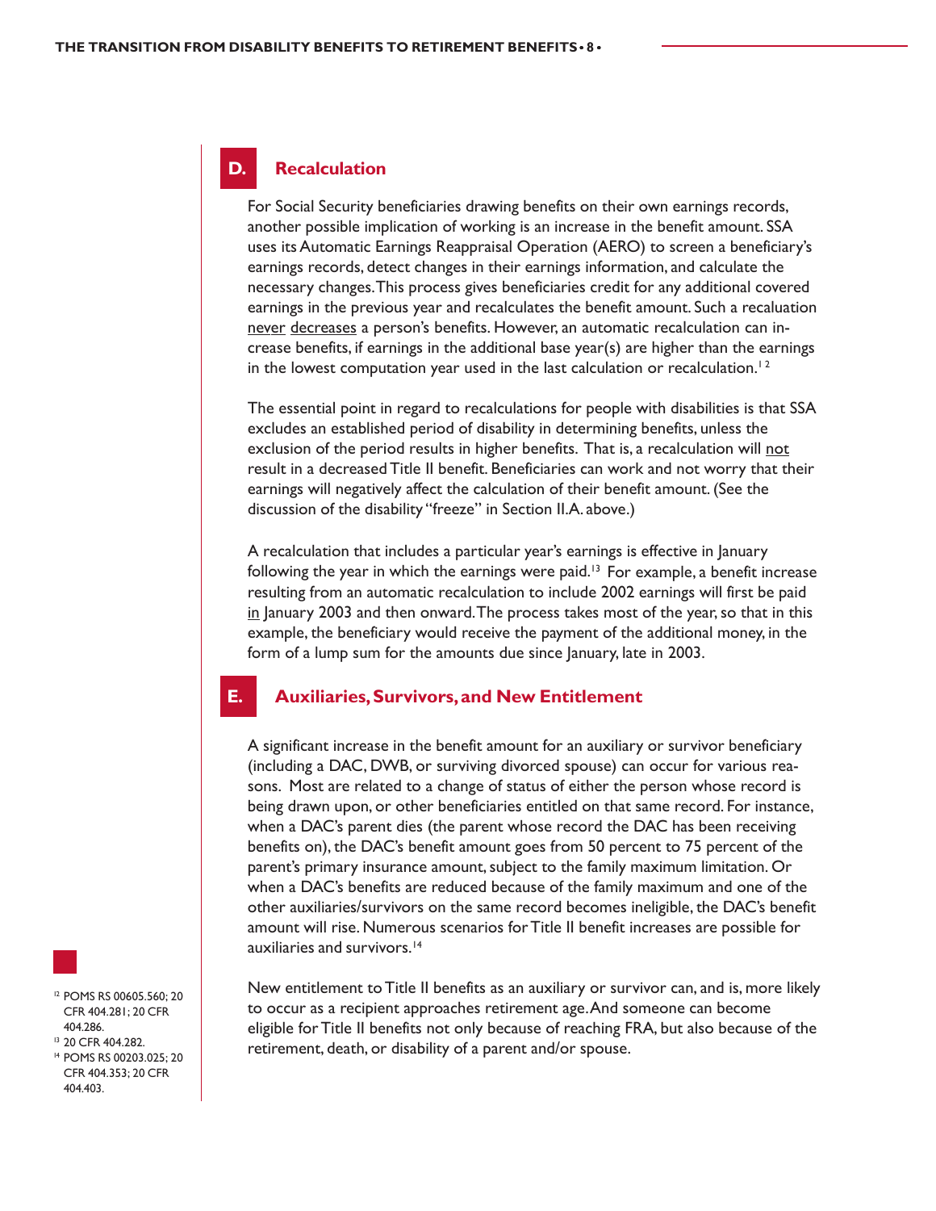## D. Recalculation

For Social Security beneficiaries drawing benefits on their own earnings records, another possible implication of working is an increase in the benefit amount. SSA uses its Automatic Earnings Reappraisal Operation (AERO) to screen a beneficiary's earnings records, detect changes in their earnings information, and calculate the necessary changes. This process gives beneficiaries credit for any additional covered earnings in the previous year and recalculates the benefit amount. Such a recaluation never decreases a person's benefits. However, an automatic recalculation can increase benefits, if earnings in the additional base year(s) are higher than the earnings in the lowest computation year used in the last calculation or recalculation.[12]

The essential point in regard to recalculations for people with disabilities is that SSA excludes an established period of disability in determining benefits, unless the exclusion of the period results in higher benefits. That is, a recalculation will not result in a decreased Title II benefit. Beneficiaries can work and not worry that their earnings will negatively affect the calculation of their benefit amount. (See the discussion of the disability "freeze" in Section II.A. above.)

A recalculation that includes a particular year's earnings is effective in January following the year in which the earnings were paid.[13] For example, a benefit increase resulting from an automatic recalculation to include 2002 earnings will first be paid in January 2003 and then onward. The process takes most of the year, so that in this example, the beneficiary would receive the payment of the additional money, in the form of a lump sum for the amounts due since January, late in 2003.

## E. Auxiliaries, Survivors, and New Entitlement

A significant increase in the benefit amount for an auxiliary or survivor beneficiary (including a DAC, DWB, or surviving divorced spouse) can occur for various reasons. Most are related to a change of status of either the person whose record is being drawn upon, or other beneficiaries entitled on that same record. For instance, when a DAC's parent dies (the parent whose record the DAC has been receiving benefits on), the DAC's benefit amount goes from 50 percent to 75 percent of the parent's primary insurance amount, subject to the family maximum limitation. Or when a DAC's benefits are reduced because of the family maximum and one of the other auxiliaries/survivors on the same record becomes ineligible, the DAC's benefit amount will rise. Numerous scenarios for Title II benefit increases are possible for auxiliaries and survivors.[14]

New entitlement to Title II benefits as an auxiliary or survivor can, and is, more likely to occur as a recipient approaches retirement age. And someone can become eligible for Title II benefits not only because of reaching FRA, but also because of the retirement, death, or disability of a parent and/or spouse.

[12] POMS RS 00605.560; 20 CFR 404.281; 20 CFR 404.286.

[13] 20 CFR 404.282.

[14] POMS RS 00203.025; 20 CFR 404.353; 20 CFR 404.403.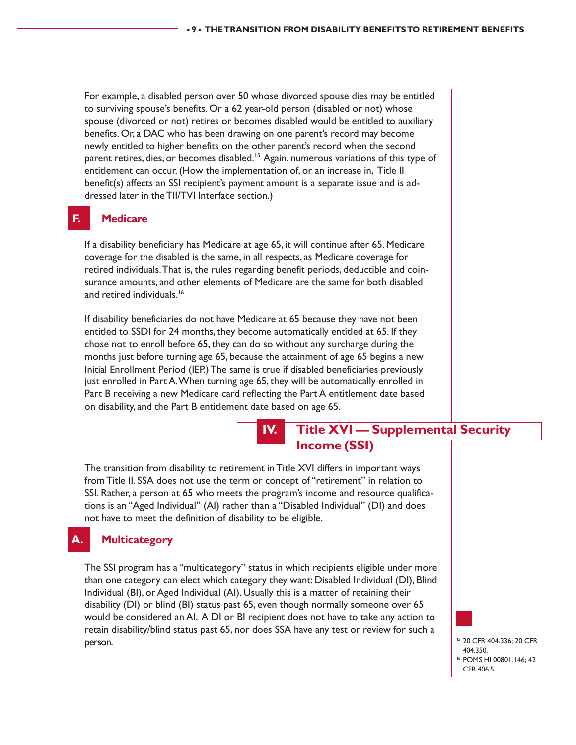For example, a disabled person over 50 whose divorced spouse dies may be entitled to surviving spouse's benefits. Or a 62 year-old person (disabled or not) whose spouse (divorced or not) retires or becomes disabled would be entitled to auxiliary benefits. Or, a DAC who has been drawing on one parent's record may become newly entitled to higher benefits on the other parent's record when the second parent retires, dies, or becomes disabled.[15] Again, numerous variations of this type of entitlement can occur. (How the implementation of, or an increase in, Title II benefit(s) affects an SSI recipient's payment amount is a separate issue and is addressed later in the TII/TVI Interface section.)

### F. Medicare

If a disability beneficiary has Medicare at age 65, it will continue after 65. Medicare coverage for the disabled is the same, in all respects, as Medicare coverage for retired individuals. That is, the rules regarding benefit periods, deductible and coinsurance amounts, and other elements of Medicare are the same for both disabled and retired individuals.[16]

If disability beneficiaries do not have Medicare at 65 because they have not been entitled to SSDI for 24 months, they become automatically entitled at 65. If they chose not to enroll before 65, they can do so without any surcharge during the months just before turning age 65, because the attainment of age 65 begins a new Initial Enrollment Period (IEP.) The same is true if disabled beneficiaries previously just enrolled in Part A. When turning age 65, they will be automatically enrolled in Part B receiving a new Medicare card reflecting the Part A entitlement date based on disability, and the Part B entitlement date based on age 65.

## IV. Title XVI — Supplemental Security Income (SSI)

The transition from disability to retirement in Title XVI differs in important ways from Title II. SSA does not use the term or concept of "retirement" in relation to SSI. Rather, a person at 65 who meets the program's income and resource qualifications is an "Aged Individual" (AI) rather than a "Disabled Individual" (DI) and does not have to meet the definition of disability to be eligible.

### A. Multicategory

The SSI program has a "multicategory" status in which recipients eligible under more than one category can elect which category they want: Disabled Individual (DI), Blind Individual (BI), or Aged Individual (AI). Usually this is a matter of retaining their disability (DI) or blind (BI) status past 65, even though normally someone over 65 would be considered an AI. A DI or BI recipient does not have to take any action to retain disability/blind status past 65, nor does SSA have any test or review for such a person.

[15] 20 CFR 404.336; 20 CFR 404.350.

[16] POMS HI 00801.146; 42 CFR 406.5.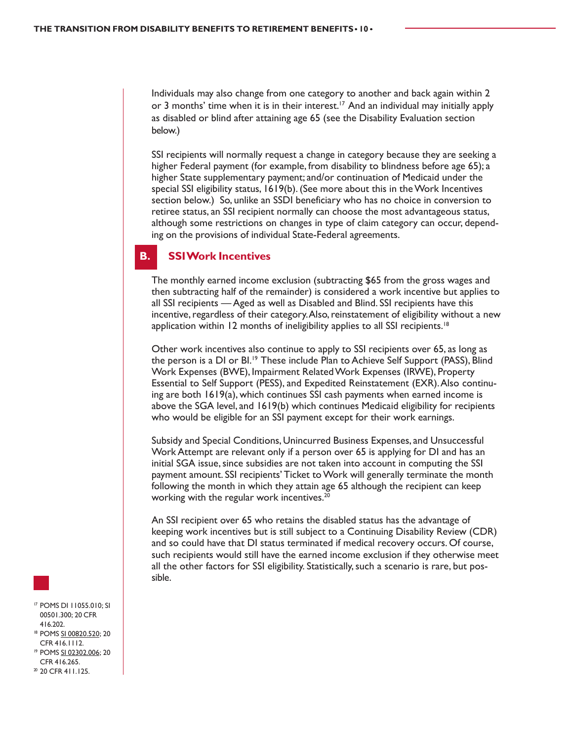Individuals may also change from one category to another and back again within 2 or 3 months' time when it is in their interest.[17] And an individual may initially apply as disabled or blind after attaining age 65 (see the Disability Evaluation section below.)

SSI recipients will normally request a change in category because they are seeking a higher Federal payment (for example, from disability to blindness before age 65); a higher State supplementary payment; and/or continuation of Medicaid under the special SSI eligibility status, 1619(b). (See more about this in the Work Incentives section below.) So, unlike an SSDI beneficiary who has no choice in conversion to retiree status, an SSI recipient normally can choose the most advantageous status, although some restrictions on changes in type of claim category can occur, depending on the provisions of individual State-Federal agreements.

## B. SSI Work Incentives

The monthly earned income exclusion (subtracting $65 from the gross wages and then subtracting half of the remainder) is considered a work incentive but applies to all SSI recipients — Aged as well as Disabled and Blind. SSI recipients have this incentive, regardless of their category. Also, reinstatement of eligibility without a new application within 12 months of ineligibility applies to all SSI recipients.[18]

Other work incentives also continue to apply to SSI recipients over 65, as long as the person is a DI or BI.[19] These include Plan to Achieve Self Support (PASS), Blind Work Expenses (BWE), Impairment Related Work Expenses (IRWE), Property Essential to Self Support (PESS), and Expedited Reinstatement (EXR). Also continuing are both 1619(a), which continues SSI cash payments when earned income is above the SGA level, and 1619(b) which continues Medicaid eligibility for recipients who would be eligible for an SSI payment except for their work earnings.

Subsidy and Special Conditions, Unincurred Business Expenses, and Unsuccessful Work Attempt are relevant only if a person over 65 is applying for DI and has an initial SGA issue, since subsidies are not taken into account in computing the SSI payment amount. SSI recipients' Ticket to Work will generally terminate the month following the month in which they attain age 65 although the recipient can keep working with the regular work incentives.[20]

An SSI recipient over 65 who retains the disabled status has the advantage of keeping work incentives but is still subject to a Continuing Disability Review (CDR) and so could have that DI status terminated if medical recovery occurs. Of course, such recipients would still have the earned income exclusion if they otherwise meet all the other factors for SSI eligibility. Statistically, such a scenario is rare, but possible.

---

[17] POMS DI 11055.010; SI 00501.300; 20 CFR 416.202.

[18] POMS SI 00820.520; 20 CFR 416.1112.

[19] POMS SI 02302.006; 20 CFR 416.265.

[20] 20 CFR 411.125.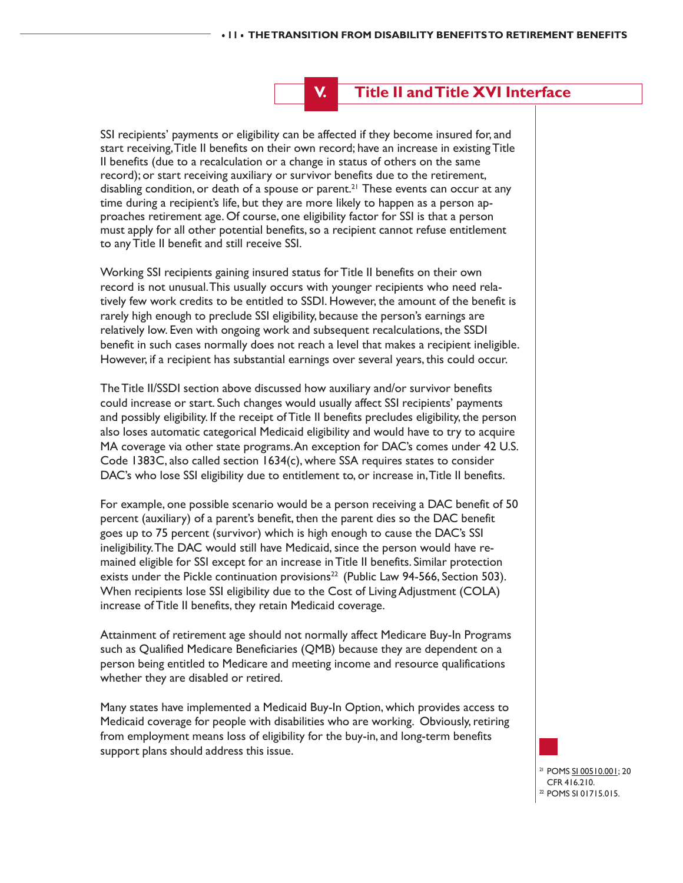## V. Title II and Title XVI Interface

SSI recipients' payments or eligibility can be affected if they become insured for, and start receiving, Title II benefits on their own record; have an increase in existing Title II benefits (due to a recalculation or a change in status of others on the same record); or start receiving auxiliary or survivor benefits due to the retirement, disabling condition, or death of a spouse or parent.[21] These events can occur at any time during a recipient's life, but they are more likely to happen as a person approaches retirement age. Of course, one eligibility factor for SSI is that a person must apply for all other potential benefits, so a recipient cannot refuse entitlement to any Title II benefit and still receive SSI.

Working SSI recipients gaining insured status for Title II benefits on their own record is not unusual. This usually occurs with younger recipients who need relatively few work credits to be entitled to SSDI. However, the amount of the benefit is rarely high enough to preclude SSI eligibility, because the person's earnings are relatively low. Even with ongoing work and subsequent recalculations, the SSDI benefit in such cases normally does not reach a level that makes a recipient ineligible. However, if a recipient has substantial earnings over several years, this could occur.

The Title II/SSDI section above discussed how auxiliary and/or survivor benefits could increase or start. Such changes would usually affect SSI recipients' payments and possibly eligibility. If the receipt of Title II benefits precludes eligibility, the person also loses automatic categorical Medicaid eligibility and would have to try to acquire MA coverage via other state programs. An exception for DAC's comes under 42 U.S. Code 1383C, also called section 1634(c), where SSA requires states to consider DAC's who lose SSI eligibility due to entitlement to, or increase in, Title II benefits.

For example, one possible scenario would be a person receiving a DAC benefit of 50 percent (auxiliary) of a parent's benefit, then the parent dies so the DAC benefit goes up to 75 percent (survivor) which is high enough to cause the DAC's SSI ineligibility. The DAC would still have Medicaid, since the person would have remained eligible for SSI except for an increase in Title II benefits. Similar protection exists under the Pickle continuation provisions[22] (Public Law 94-566, Section 503). When recipients lose SSI eligibility due to the Cost of Living Adjustment (COLA) increase of Title II benefits, they retain Medicaid coverage.

Attainment of retirement age should not normally affect Medicare Buy-In Programs such as Qualified Medicare Beneficiaries (QMB) because they are dependent on a person being entitled to Medicare and meeting income and resource qualifications whether they are disabled or retired.

Many states have implemented a Medicaid Buy-In Option, which provides access to Medicaid coverage for people with disabilities who are working. Obviously, retiring from employment means loss of eligibility for the buy-in, and long-term benefits support plans should address this issue.

[21] POMS SI 00510.001; 20 CFR 416.210.

[22] POMS SI 01715.015.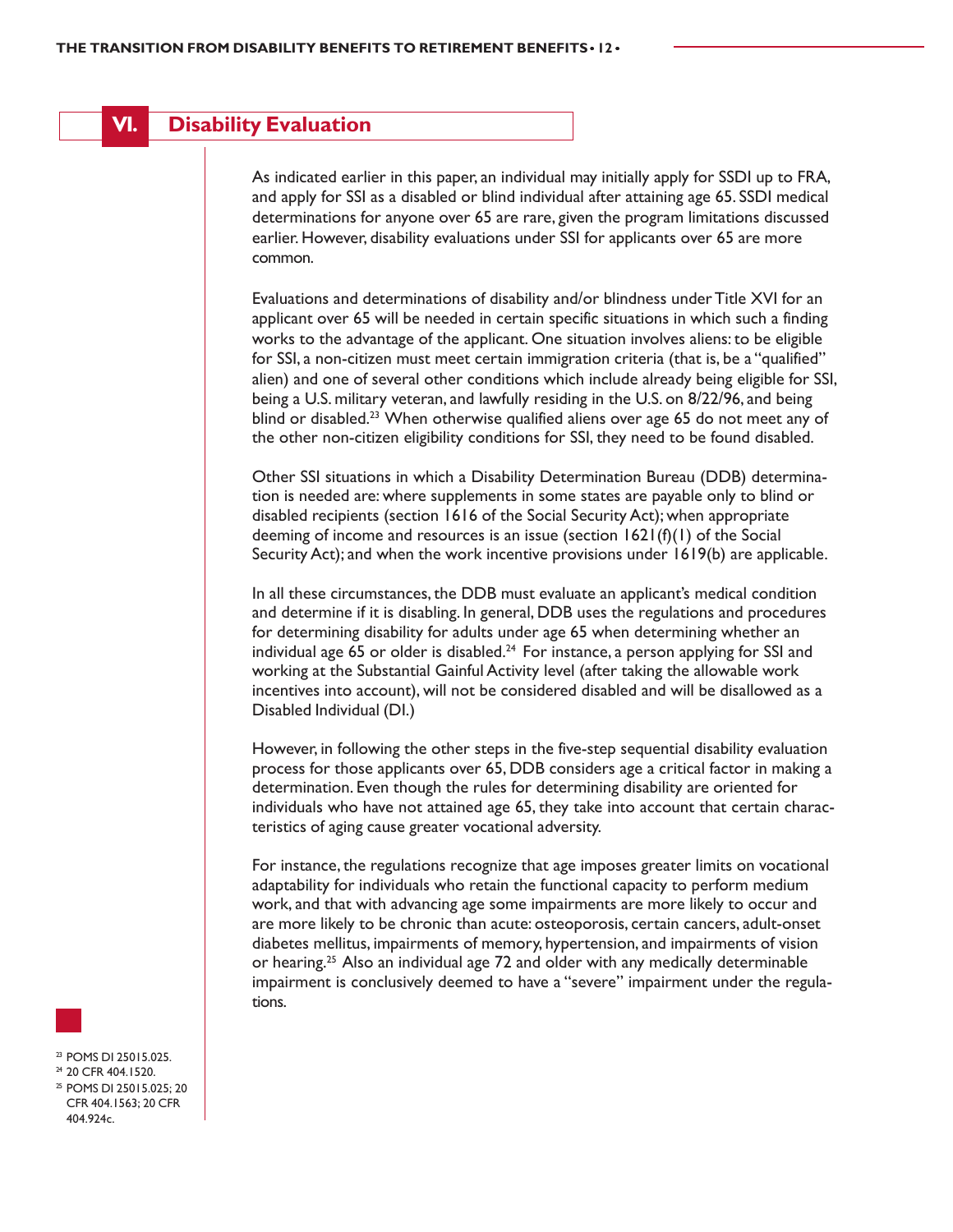## VI. Disability Evaluation

As indicated earlier in this paper, an individual may initially apply for SSDI up to FRA, and apply for SSI as a disabled or blind individual after attaining age 65. SSDI medical determinations for anyone over 65 are rare, given the program limitations discussed earlier. However, disability evaluations under SSI for applicants over 65 are more common.

Evaluations and determinations of disability and/or blindness under Title XVI for an applicant over 65 will be needed in certain specific situations in which such a finding works to the advantage of the applicant. One situation involves aliens: to be eligible for SSI, a non-citizen must meet certain immigration criteria (that is, be a "qualified" alien) and one of several other conditions which include already being eligible for SSI, being a U.S. military veteran, and lawfully residing in the U.S. on 8/22/96, and being blind or disabled.[23] When otherwise qualified aliens over age 65 do not meet any of the other non-citizen eligibility conditions for SSI, they need to be found disabled.

Other SSI situations in which a Disability Determination Bureau (DDB) determination is needed are: where supplements in some states are payable only to blind or disabled recipients (section 1616 of the Social Security Act); when appropriate deeming of income and resources is an issue (section 1621(f)(1) of the Social Security Act); and when the work incentive provisions under 1619(b) are applicable.

In all these circumstances, the DDB must evaluate an applicant's medical condition and determine if it is disabling. In general, DDB uses the regulations and procedures for determining disability for adults under age 65 when determining whether an individual age 65 or older is disabled.[24] For instance, a person applying for SSI and working at the Substantial Gainful Activity level (after taking the allowable work incentives into account), will not be considered disabled and will be disallowed as a Disabled Individual (DI.)

However, in following the other steps in the five-step sequential disability evaluation process for those applicants over 65, DDB considers age a critical factor in making a determination. Even though the rules for determining disability are oriented for individuals who have not attained age 65, they take into account that certain characteristics of aging cause greater vocational adversity.

For instance, the regulations recognize that age imposes greater limits on vocational adaptability for individuals who retain the functional capacity to perform medium work, and that with advancing age some impairments are more likely to occur and are more likely to be chronic than acute: osteoporosis, certain cancers, adult-onset diabetes mellitus, impairments of memory, hypertension, and impairments of vision or hearing.[25] Also an individual age 72 and older with any medically determinable impairment is conclusively deemed to have a "severe" impairment under the regulations.

[23] POMS DI 25015.025.
[24] 20 CFR 404.1520.
[25] POMS DI 25015.025; 20 CFR 404.1563; 20 CFR 404.924c.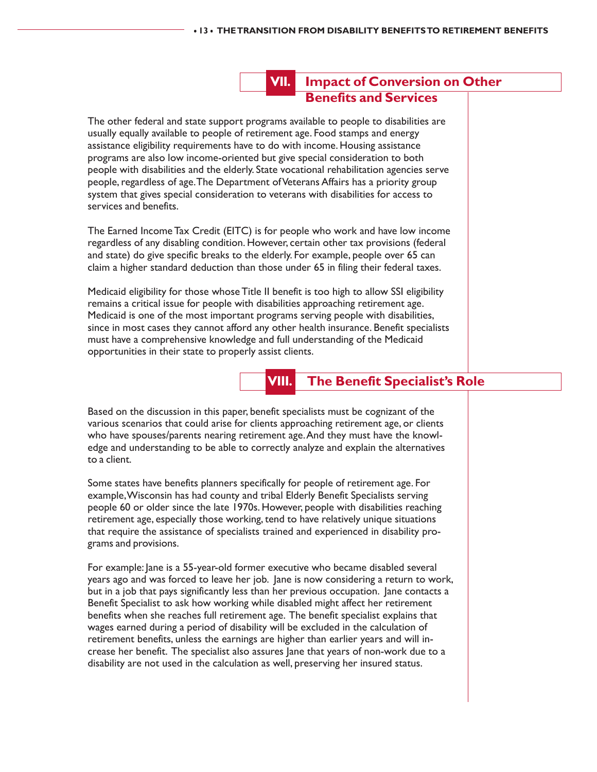## VII. Impact of Conversion on Other Benefits and Services

The other federal and state support programs available to people to disabilities are usually equally available to people of retirement age. Food stamps and energy assistance eligibility requirements have to do with income. Housing assistance programs are also low income-oriented but give special consideration to both people with disabilities and the elderly. State vocational rehabilitation agencies serve people, regardless of age. The Department of Veterans Affairs has a priority group system that gives special consideration to veterans with disabilities for access to services and benefits.

The Earned Income Tax Credit (EITC) is for people who work and have low income regardless of any disabling condition. However, certain other tax provisions (federal and state) do give specific breaks to the elderly. For example, people over 65 can claim a higher standard deduction than those under 65 in filing their federal taxes.

Medicaid eligibility for those whose Title II benefit is too high to allow SSI eligibility remains a critical issue for people with disabilities approaching retirement age. Medicaid is one of the most important programs serving people with disabilities, since in most cases they cannot afford any other health insurance. Benefit specialists must have a comprehensive knowledge and full understanding of the Medicaid opportunities in their state to properly assist clients.

## VIII. The Benefit Specialist's Role

Based on the discussion in this paper, benefit specialists must be cognizant of the various scenarios that could arise for clients approaching retirement age, or clients who have spouses/parents nearing retirement age. And they must have the knowledge and understanding to be able to correctly analyze and explain the alternatives to a client.

Some states have benefits planners specifically for people of retirement age. For example, Wisconsin has had county and tribal Elderly Benefit Specialists serving people 60 or older since the late 1970s. However, people with disabilities reaching retirement age, especially those working, tend to have relatively unique situations that require the assistance of specialists trained and experienced in disability programs and provisions.

For example: Jane is a 55-year-old former executive who became disabled several years ago and was forced to leave her job. Jane is now considering a return to work, but in a job that pays significantly less than her previous occupation. Jane contacts a Benefit Specialist to ask how working while disabled might affect her retirement benefits when she reaches full retirement age. The benefit specialist explains that wages earned during a period of disability will be excluded in the calculation of retirement benefits, unless the earnings are higher than earlier years and will increase her benefit. The specialist also assures Jane that years of non-work due to a disability are not used in the calculation as well, preserving her insured status.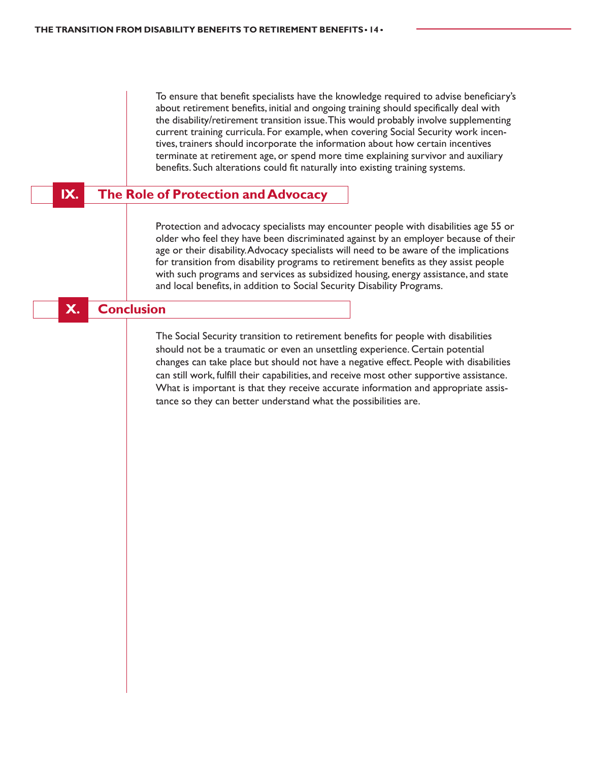To ensure that benefit specialists have the knowledge required to advise beneficiary's about retirement benefits, initial and ongoing training should specifically deal with the disability/retirement transition issue. This would probably involve supplementing current training curricula. For example, when covering Social Security work incentives, trainers should incorporate the information about how certain incentives terminate at retirement age, or spend more time explaining survivor and auxiliary benefits. Such alterations could fit naturally into existing training systems.

## IX. The Role of Protection and Advocacy

Protection and advocacy specialists may encounter people with disabilities age 55 or older who feel they have been discriminated against by an employer because of their age or their disability. Advocacy specialists will need to be aware of the implications for transition from disability programs to retirement benefits as they assist people with such programs and services as subsidized housing, energy assistance, and state and local benefits, in addition to Social Security Disability Programs.

## X. Conclusion

The Social Security transition to retirement benefits for people with disabilities should not be a traumatic or even an unsettling experience. Certain potential changes can take place but should not have a negative effect. People with disabilities can still work, fulfill their capabilities, and receive most other supportive assistance. What is important is that they receive accurate information and appropriate assistance so they can better understand what the possibilities are.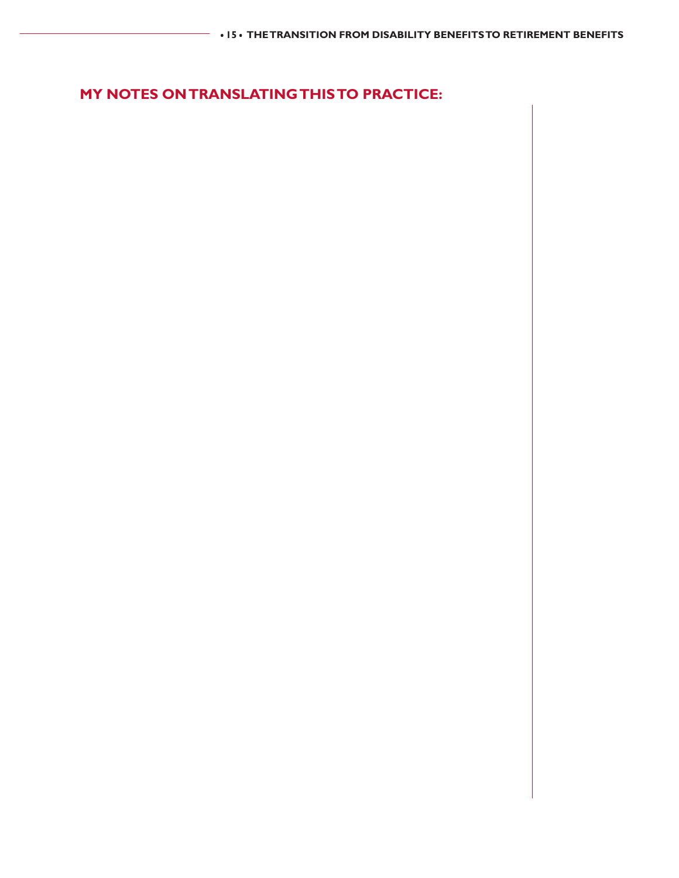## MY NOTES ON TRANSLATING THIS TO PRACTICE: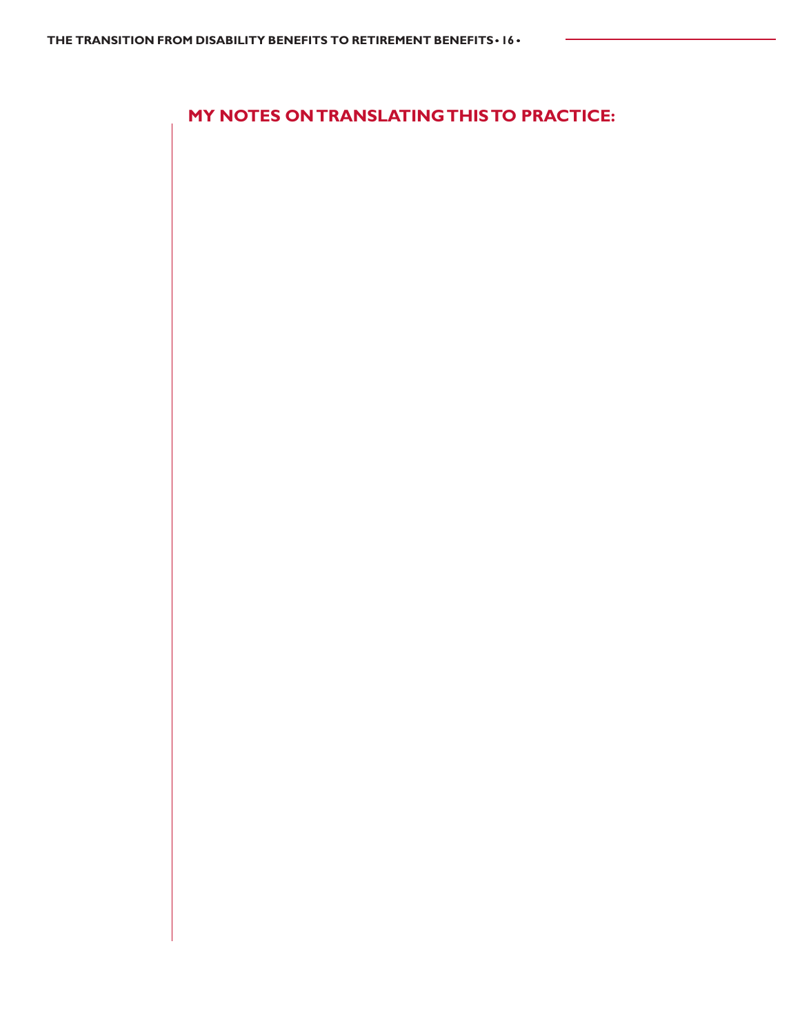## MY NOTES ON TRANSLATING THIS TO PRACTICE: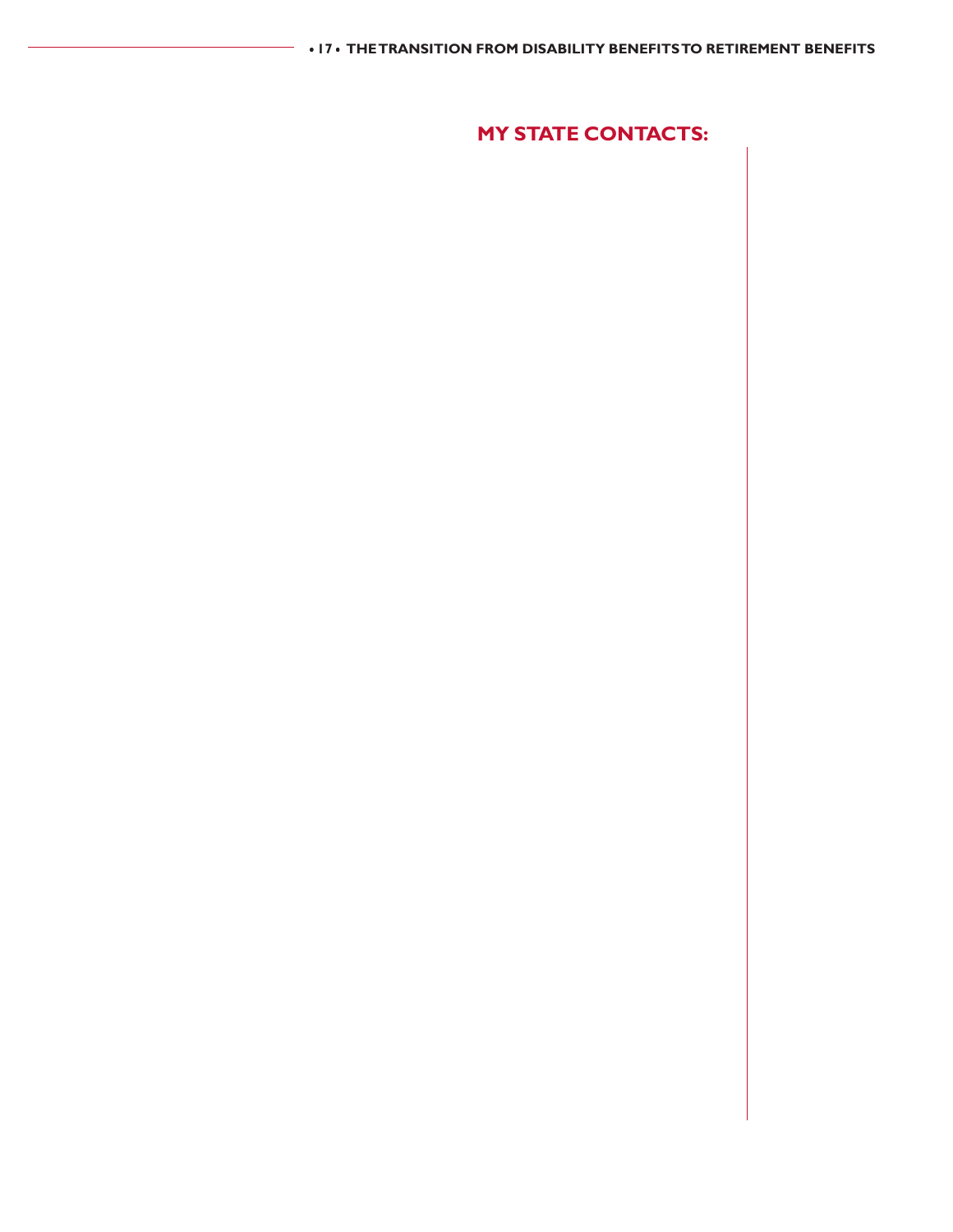## MY STATE CONTACTS: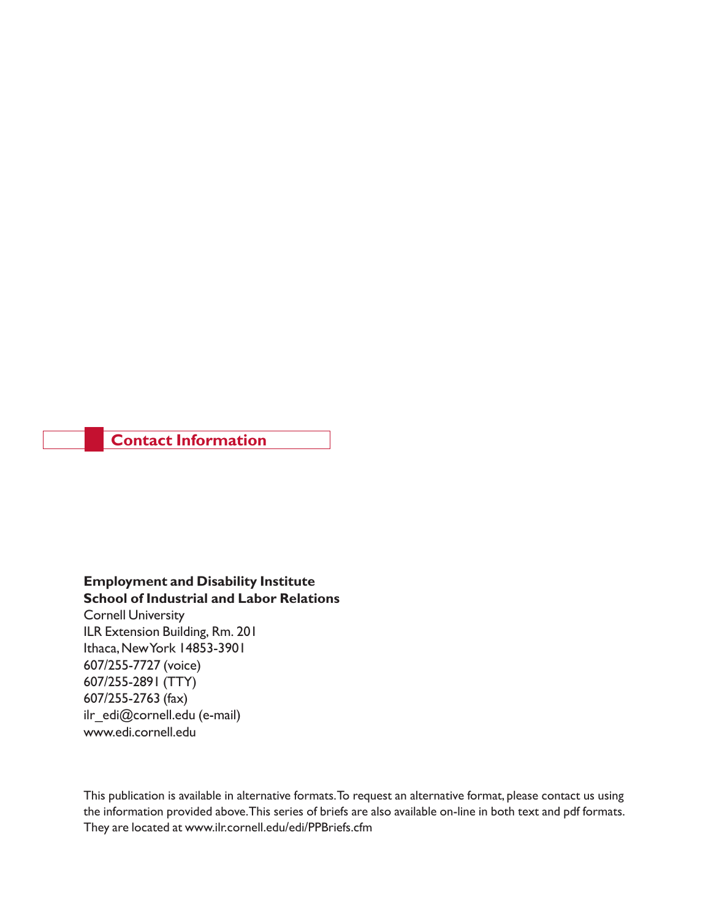## Contact Information

**Employment and Disability Institute**
**School of Industrial and Labor Relations**
Cornell University
ILR Extension Building, Rm. 201
Ithaca, New York 14853-3901
607/255-7727 (voice)
607/255-2891 (TTY)
607/255-2763 (fax)
ilr_edi@cornell.edu (e-mail)
www.edi.cornell.edu

This publication is available in alternative formats. To request an alternative format, please contact us using the information provided above. This series of briefs are also available on-line in both text and pdf formats. They are located at www.ilr.cornell.edu/edi/PPBriefs.cfm